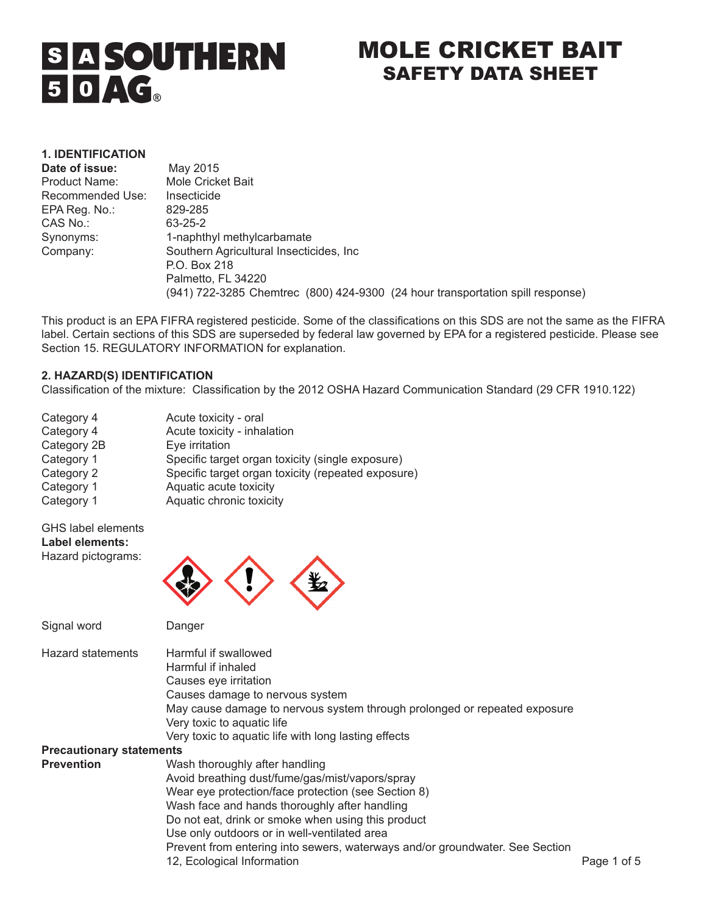# MOLE CRICKET BAIT
## SAFETY DATA SHEET

SOUTHERN AG®

### 1. IDENTIFICATION

| | |
|---|---|
| **Date of issue:** | May 2015 |
| Product Name: | Mole Cricket Bait |
| Recommended Use: | Insecticide |
| EPA Reg. No.: | 829-285 |
| CAS No.: | 63-25-2 |
| Synonyms: | 1-naphthyl methylcarbamate |
| Company: | Southern Agricultural Insecticides, Inc<br>P.O. Box 218<br>Palmetto, FL 34220<br>(941) 722-3285 Chemtrec (800) 424-9300 (24 hour transportation spill response) |

This product is an EPA FIFRA registered pesticide. Some of the classifications on this SDS are not the same as the FIFRA label. Certain sections of this SDS are superseded by federal law governed by EPA for a registered pesticide. Please see Section 15. REGULATORY INFORMATION for explanation.

### 2. HAZARD(S) IDENTIFICATION

Classification of the mixture: Classification by the 2012 OSHA Hazard Communication Standard (29 CFR 1910.122)

| | |
|---|---|
| Category 4 | Acute toxicity - oral |
| Category 4 | Acute toxicity - inhalation |
| Category 2B | Eye irritation |
| Category 1 | Specific target organ toxicity (single exposure) |
| Category 2 | Specific target organ toxicity (repeated exposure) |
| Category 1 | Aquatic acute toxicity |
| Category 1 | Aquatic chronic toxicity |

GHS label elements

**Label elements:**

Hazard pictograms:

Signal word: Danger

Hazard statements:
- Harmful if swallowed
- Harmful if inhaled
- Causes eye irritation
- Causes damage to nervous system
- May cause damage to nervous system through prolonged or repeated exposure
- Very toxic to aquatic life
- Very toxic to aquatic life with long lasting effects

**Precautionary statements**

**Prevention**
- Wash thoroughly after handling
- Avoid breathing dust/fume/gas/mist/vapors/spray
- Wear eye protection/face protection (see Section 8)
- Wash face and hands thoroughly after handling
- Do not eat, drink or smoke when using this product
- Use only outdoors or in well-ventilated area
- Prevent from entering into sewers, waterways and/or groundwater. See Section 12, Ecological Information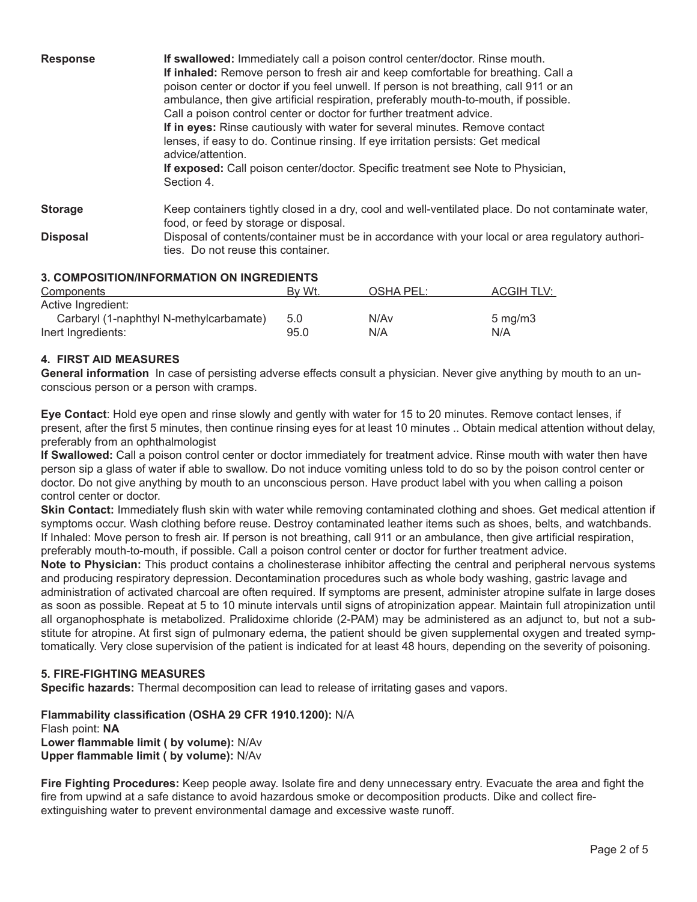**Response**

**If swallowed:** Immediately call a poison control center/doctor. Rinse mouth.
**If inhaled:** Remove person to fresh air and keep comfortable for breathing. Call a poison center or doctor if you feel unwell. If person is not breathing, call 911 or an ambulance, then give artificial respiration, preferably mouth-to-mouth, if possible. Call a poison control center or doctor for further treatment advice.
**If in eyes:** Rinse cautiously with water for several minutes. Remove contact lenses, if easy to do. Continue rinsing. If eye irritation persists: Get medical advice/attention.
**If exposed:** Call poison center/doctor. Specific treatment see Note to Physician, Section 4.

**Storage**

Keep containers tightly closed in a dry, cool and well-ventilated place. Do not contaminate water, food, or feed by storage or disposal.

**Disposal**

Disposal of contents/container must be in accordance with your local or area regulatory authorities. Do not reuse this container.

## 3. COMPOSITION/INFORMATION ON INGREDIENTS

| Components | By Wt. | OSHA PEL: | ACGIH TLV: |
|---|---|---|---|
| Active Ingredient: | | | |
| Carbaryl (1-naphthyl N-methylcarbamate) | 5.0 | N/Av | 5 mg/m3 |
| Inert Ingredients: | 95.0 | N/A | N/A |

## 4. FIRST AID MEASURES

**General information** In case of persisting adverse effects consult a physician. Never give anything by mouth to an unconscious person or a person with cramps.

**Eye Contact**: Hold eye open and rinse slowly and gently with water for 15 to 20 minutes. Remove contact lenses, if present, after the first 5 minutes, then continue rinsing eyes for at least 10 minutes .. Obtain medical attention without delay, preferably from an ophthalmologist

**If Swallowed:** Call a poison control center or doctor immediately for treatment advice. Rinse mouth with water then have person sip a glass of water if able to swallow. Do not induce vomiting unless told to do so by the poison control center or doctor. Do not give anything by mouth to an unconscious person. Have product label with you when calling a poison control center or doctor.

**Skin Contact:** Immediately flush skin with water while removing contaminated clothing and shoes. Get medical attention if symptoms occur. Wash clothing before reuse. Destroy contaminated leather items such as shoes, belts, and watchbands. If Inhaled: Move person to fresh air. If person is not breathing, call 911 or an ambulance, then give artificial respiration, preferably mouth-to-mouth, if possible. Call a poison control center or doctor for further treatment advice.

**Note to Physician:** This product contains a cholinesterase inhibitor affecting the central and peripheral nervous systems and producing respiratory depression. Decontamination procedures such as whole body washing, gastric lavage and administration of activated charcoal are often required. If symptoms are present, administer atropine sulfate in large doses as soon as possible. Repeat at 5 to 10 minute intervals until signs of atropinization appear. Maintain full atropinization until all organophosphate is metabolized. Pralidoxime chloride (2-PAM) may be administered as an adjunct to, but not a substitute for atropine. At first sign of pulmonary edema, the patient should be given supplemental oxygen and treated symptomatically. Very close supervision of the patient is indicated for at least 48 hours, depending on the severity of poisoning.

## 5. FIRE-FIGHTING MEASURES

**Specific hazards:** Thermal decomposition can lead to release of irritating gases and vapors.

**Flammability classification (OSHA 29 CFR 1910.1200):** N/A
Flash point: **NA**
**Lower flammable limit ( by volume):** N/Av
**Upper flammable limit ( by volume):** N/Av

**Fire Fighting Procedures:** Keep people away. Isolate fire and deny unnecessary entry. Evacuate the area and fight the fire from upwind at a safe distance to avoid hazardous smoke or decomposition products. Dike and collect fire-extinguishing water to prevent environmental damage and excessive waste runoff.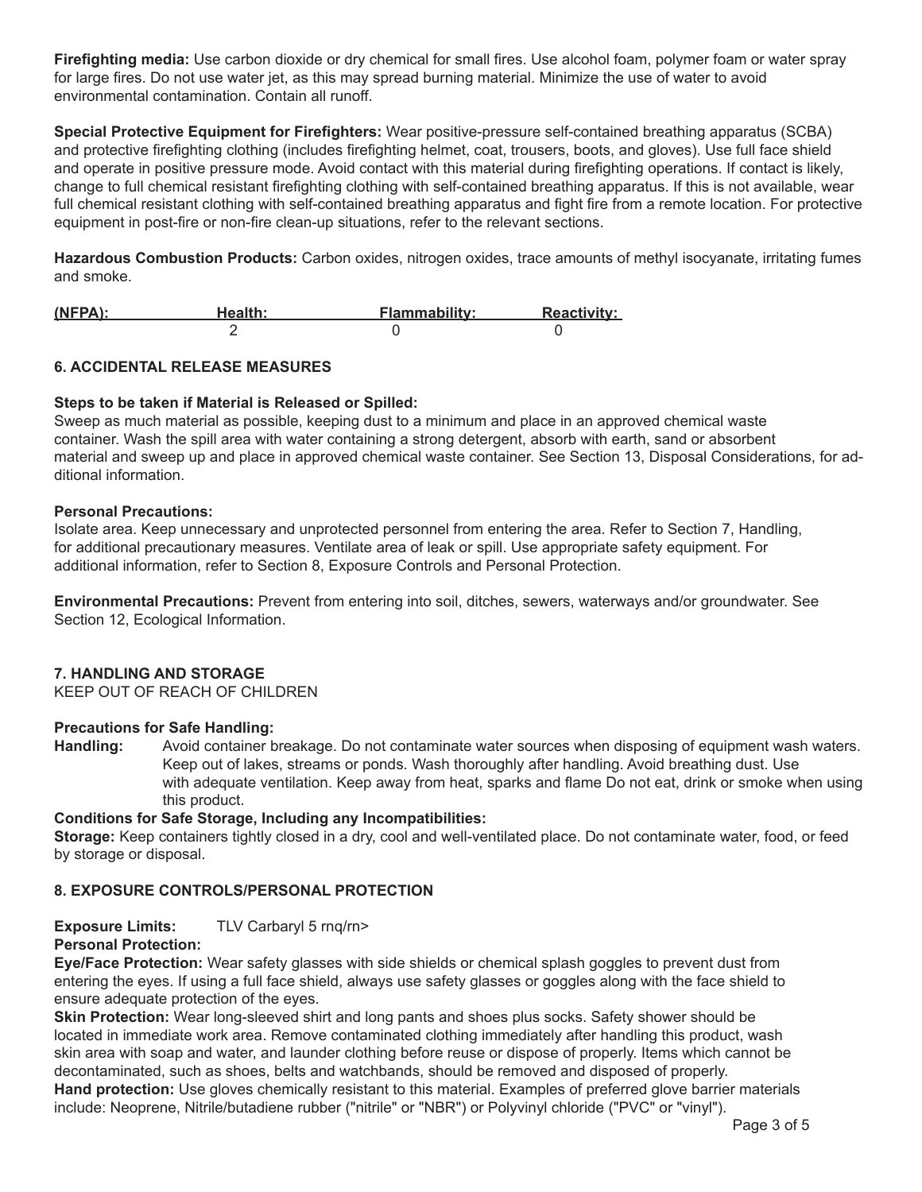**Firefighting media:** Use carbon dioxide or dry chemical for small fires. Use alcohol foam, polymer foam or water spray for large fires. Do not use water jet, as this may spread burning material. Minimize the use of water to avoid environmental contamination. Contain all runoff.

**Special Protective Equipment for Firefighters:** Wear positive-pressure self-contained breathing apparatus (SCBA) and protective firefighting clothing (includes firefighting helmet, coat, trousers, boots, and gloves). Use full face shield and operate in positive pressure mode. Avoid contact with this material during firefighting operations. If contact is likely, change to full chemical resistant firefighting clothing with self-contained breathing apparatus. If this is not available, wear full chemical resistant clothing with self-contained breathing apparatus and fight fire from a remote location. For protective equipment in post-fire or non-fire clean-up situations, refer to the relevant sections.

**Hazardous Combustion Products:** Carbon oxides, nitrogen oxides, trace amounts of methyl isocyanate, irritating fumes and smoke.

| (NFPA): | Health: | Flammability: | Reactivity: |
|---|---|---|---|
| | 2 | 0 | 0 |

## 6. ACCIDENTAL RELEASE MEASURES

**Steps to be taken if Material is Released or Spilled:**
Sweep as much material as possible, keeping dust to a minimum and place in an approved chemical waste container. Wash the spill area with water containing a strong detergent, absorb with earth, sand or absorbent material and sweep up and place in approved chemical waste container. See Section 13, Disposal Considerations, for additional information.

**Personal Precautions:**
Isolate area. Keep unnecessary and unprotected personnel from entering the area. Refer to Section 7, Handling, for additional precautionary measures. Ventilate area of leak or spill. Use appropriate safety equipment. For additional information, refer to Section 8, Exposure Controls and Personal Protection.

**Environmental Precautions:** Prevent from entering into soil, ditches, sewers, waterways and/or groundwater. See Section 12, Ecological Information.

## 7. HANDLING AND STORAGE

KEEP OUT OF REACH OF CHILDREN

**Precautions for Safe Handling:**
**Handling:** Avoid container breakage. Do not contaminate water sources when disposing of equipment wash waters. Keep out of lakes, streams or ponds. Wash thoroughly after handling. Avoid breathing dust. Use with adequate ventilation. Keep away from heat, sparks and flame Do not eat, drink or smoke when using this product.

**Conditions for Safe Storage, Including any Incompatibilities:**
**Storage:** Keep containers tightly closed in a dry, cool and well-ventilated place. Do not contaminate water, food, or feed by storage or disposal.

## 8. EXPOSURE CONTROLS/PERSONAL PROTECTION

**Exposure Limits:** TLV Carbaryl 5 rnq/rn>

**Personal Protection:**

**Eye/Face Protection:** Wear safety glasses with side shields or chemical splash goggles to prevent dust from entering the eyes. If using a full face shield, always use safety glasses or goggles along with the face shield to ensure adequate protection of the eyes.

**Skin Protection:** Wear long-sleeved shirt and long pants and shoes plus socks. Safety shower should be located in immediate work area. Remove contaminated clothing immediately after handling this product, wash skin area with soap and water, and launder clothing before reuse or dispose of properly. Items which cannot be decontaminated, such as shoes, belts and watchbands, should be removed and disposed of properly.

**Hand protection:** Use gloves chemically resistant to this material. Examples of preferred glove barrier materials include: Neoprene, Nitrile/butadiene rubber ("nitrile" or "NBR") or Polyvinyl chloride ("PVC" or "vinyl").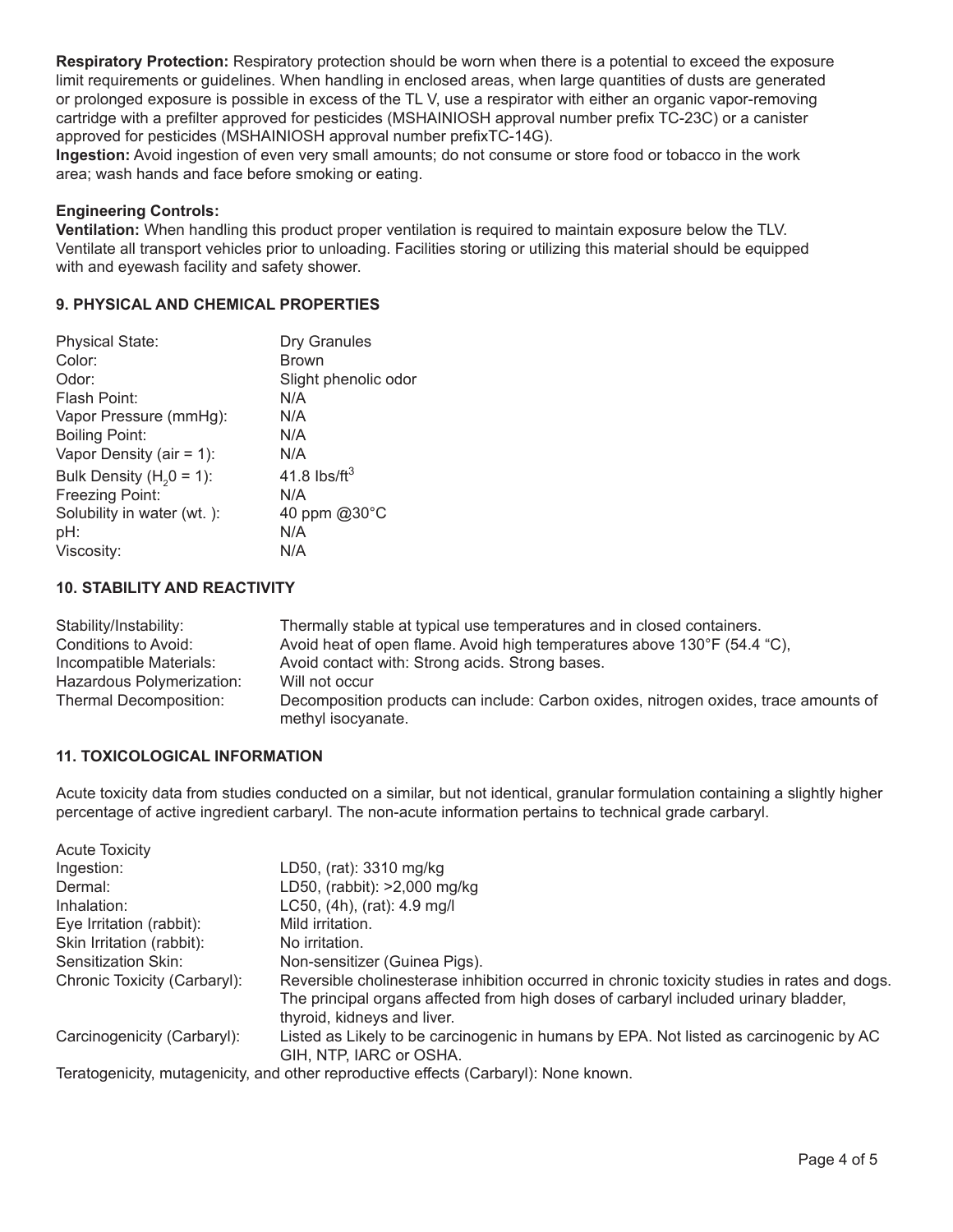**Respiratory Protection:** Respiratory protection should be worn when there is a potential to exceed the exposure limit requirements or guidelines. When handling in enclosed areas, when large quantities of dusts are generated or prolonged exposure is possible in excess of the TL V, use a respirator with either an organic vapor-removing cartridge with a prefilter approved for pesticides (MSHAINIOSH approval number prefix TC-23C) or a canister approved for pesticides (MSHAINIOSH approval number prefixTC-14G).

**Ingestion:** Avoid ingestion of even very small amounts; do not consume or store food or tobacco in the work area; wash hands and face before smoking or eating.

**Engineering Controls:**

**Ventilation:** When handling this product proper ventilation is required to maintain exposure below the TLV. Ventilate all transport vehicles prior to unloading. Facilities storing or utilizing this material should be equipped with and eyewash facility and safety shower.

## 9. PHYSICAL AND CHEMICAL PROPERTIES

| | |
|---|---|
| Physical State: | Dry Granules |
| Color: | Brown |
| Odor: | Slight phenolic odor |
| Flash Point: | N/A |
| Vapor Pressure (mmHg): | N/A |
| Boiling Point: | N/A |
| Vapor Density (air = 1): | N/A |
| Bulk Density ($H_20$ = 1): | 41.8 lbs/ft$^3$ |
| Freezing Point: | N/A |
| Solubility in water (wt. ): | 40 ppm @30°C |
| pH: | N/A |
| Viscosity: | N/A |

## 10. STABILITY AND REACTIVITY

| | |
|---|---|
| Stability/Instability: | Thermally stable at typical use temperatures and in closed containers. |
| Conditions to Avoid: | Avoid heat of open flame. Avoid high temperatures above 130°F (54.4 "C), |
| Incompatible Materials: | Avoid contact with: Strong acids. Strong bases. |
| Hazardous Polymerization: | Will not occur |
| Thermal Decomposition: | Decomposition products can include: Carbon oxides, nitrogen oxides, trace amounts of methyl isocyanate. |

## 11. TOXICOLOGICAL INFORMATION

Acute toxicity data from studies conducted on a similar, but not identical, granular formulation containing a slightly higher percentage of active ingredient carbaryl. The non-acute information pertains to technical grade carbaryl.

| Acute Toxicity | |
|---|---|
| Ingestion: | LD50, (rat): 3310 mg/kg |
| Dermal: | LD50, (rabbit): >2,000 mg/kg |
| Inhalation: | LC50, (4h), (rat): 4.9 mg/l |
| Eye Irritation (rabbit): | Mild irritation. |
| Skin Irritation (rabbit): | No irritation. |
| Sensitization Skin: | Non-sensitizer (Guinea Pigs). |
| Chronic Toxicity (Carbaryl): | Reversible cholinesterase inhibition occurred in chronic toxicity studies in rates and dogs. The principal organs affected from high doses of carbaryl included urinary bladder, thyroid, kidneys and liver. |
| Carcinogenicity (Carbaryl): | Listed as Likely to be carcinogenic in humans by EPA. Not listed as carcinogenic by AC GIH, NTP, IARC or OSHA. |

Teratogenicity, mutagenicity, and other reproductive effects (Carbaryl): None known.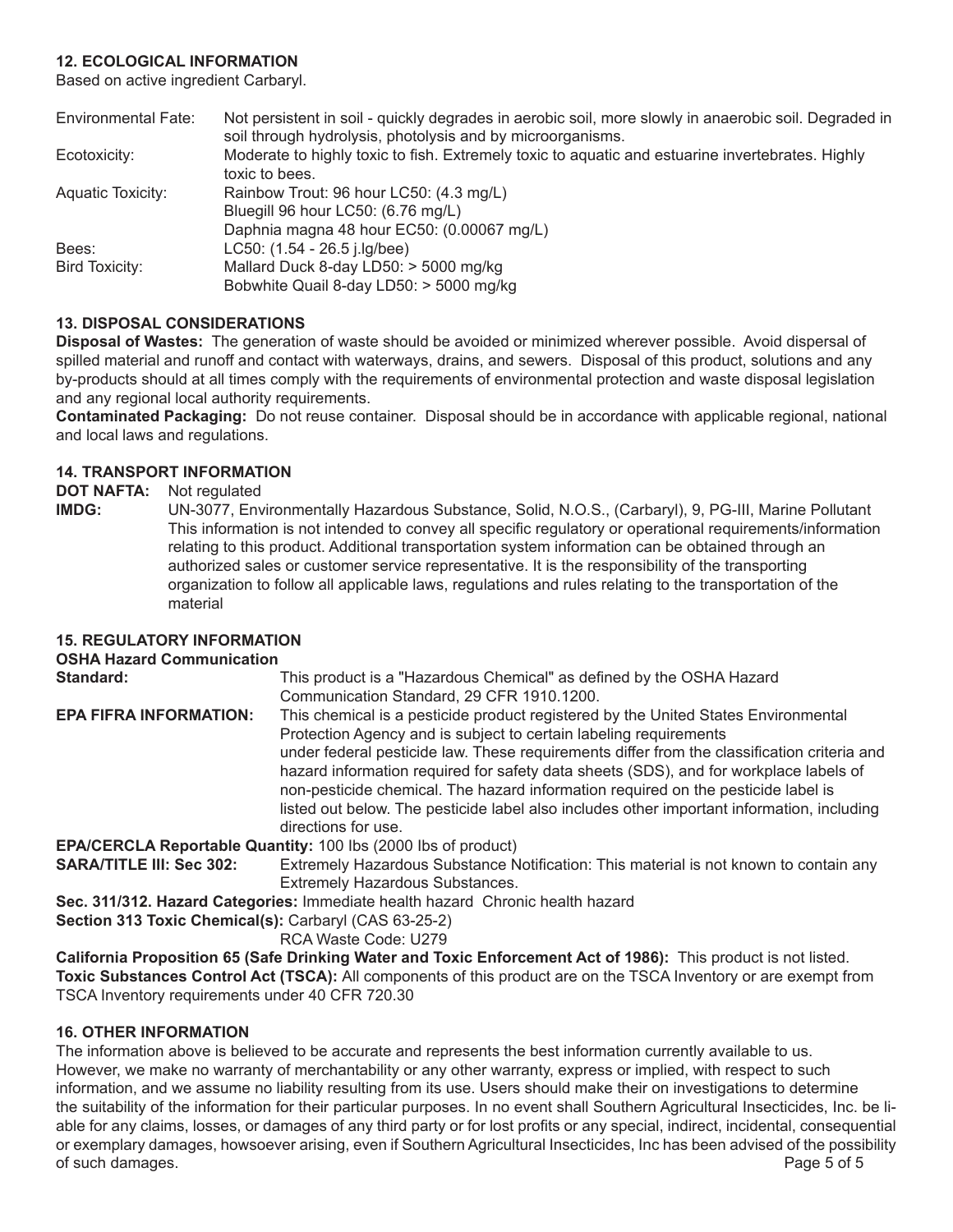## 12. ECOLOGICAL INFORMATION

Based on active ingredient Carbaryl.

| | |
|---|---|
| Environmental Fate: | Not persistent in soil - quickly degrades in aerobic soil, more slowly in anaerobic soil. Degraded in soil through hydrolysis, photolysis and by microorganisms. |
| Ecotoxicity: | Moderate to highly toxic to fish. Extremely toxic to aquatic and estuarine invertebrates. Highly toxic to bees. |
| Aquatic Toxicity: | Rainbow Trout: 96 hour LC50: (4.3 mg/L)<br>Bluegill 96 hour LC50: (6.76 mg/L)<br>Daphnia magna 48 hour EC50: (0.00067 mg/L) |
| Bees: | LC50: (1.54 - 26.5 j.lg/bee) |
| Bird Toxicity: | Mallard Duck 8-day LD50: > 5000 mg/kg<br>Bobwhite Quail 8-day LD50: > 5000 mg/kg |

## 13. DISPOSAL CONSIDERATIONS

**Disposal of Wastes:** The generation of waste should be avoided or minimized wherever possible. Avoid dispersal of spilled material and runoff and contact with waterways, drains, and sewers. Disposal of this product, solutions and any by-products should at all times comply with the requirements of environmental protection and waste disposal legislation and any regional local authority requirements.

**Contaminated Packaging:** Do not reuse container. Disposal should be in accordance with applicable regional, national and local laws and regulations.

## 14. TRANSPORT INFORMATION

**DOT NAFTA:** Not regulated

**IMDG:** UN-3077, Environmentally Hazardous Substance, Solid, N.O.S., (Carbaryl), 9, PG-III, Marine Pollutant
This information is not intended to convey all specific regulatory or operational requirements/information relating to this product. Additional transportation system information can be obtained through an authorized sales or customer service representative. It is the responsibility of the transporting organization to follow all applicable laws, regulations and rules relating to the transportation of the material

## 15. REGULATORY INFORMATION

**OSHA Hazard Communication Standard:** This product is a "Hazardous Chemical" as defined by the OSHA Hazard Communication Standard, 29 CFR 1910.1200.

**EPA FIFRA INFORMATION:** This chemical is a pesticide product registered by the United States Environmental Protection Agency and is subject to certain labeling requirements under federal pesticide law. These requirements differ from the classification criteria and hazard information required for safety data sheets (SDS), and for workplace labels of non-pesticide chemical. The hazard information required on the pesticide label is listed out below. The pesticide label also includes other important information, including directions for use.

**EPA/CERCLA Reportable Quantity:** 100 lbs (2000 lbs of product)

**SARA/TITLE III: Sec 302:** Extremely Hazardous Substance Notification: This material is not known to contain any Extremely Hazardous Substances.

**Sec. 311/312. Hazard Categories:** Immediate health hazard Chronic health hazard

**Section 313 Toxic Chemical(s):** Carbaryl (CAS 63-25-2)
RCA Waste Code: U279

**California Proposition 65 (Safe Drinking Water and Toxic Enforcement Act of 1986):** This product is not listed.

**Toxic Substances Control Act (TSCA):** All components of this product are on the TSCA Inventory or are exempt from TSCA Inventory requirements under 40 CFR 720.30

## 16. OTHER INFORMATION

The information above is believed to be accurate and represents the best information currently available to us. However, we make no warranty of merchantability or any other warranty, express or implied, with respect to such information, and we assume no liability resulting from its use. Users should make their on investigations to determine the suitability of the information for their particular purposes. In no event shall Southern Agricultural Insecticides, Inc. be liable for any claims, losses, or damages of any third party or for lost profits or any special, indirect, incidental, consequential or exemplary damages, howsoever arising, even if Southern Agricultural Insecticides, Inc has been advised of the possibility of such damages.